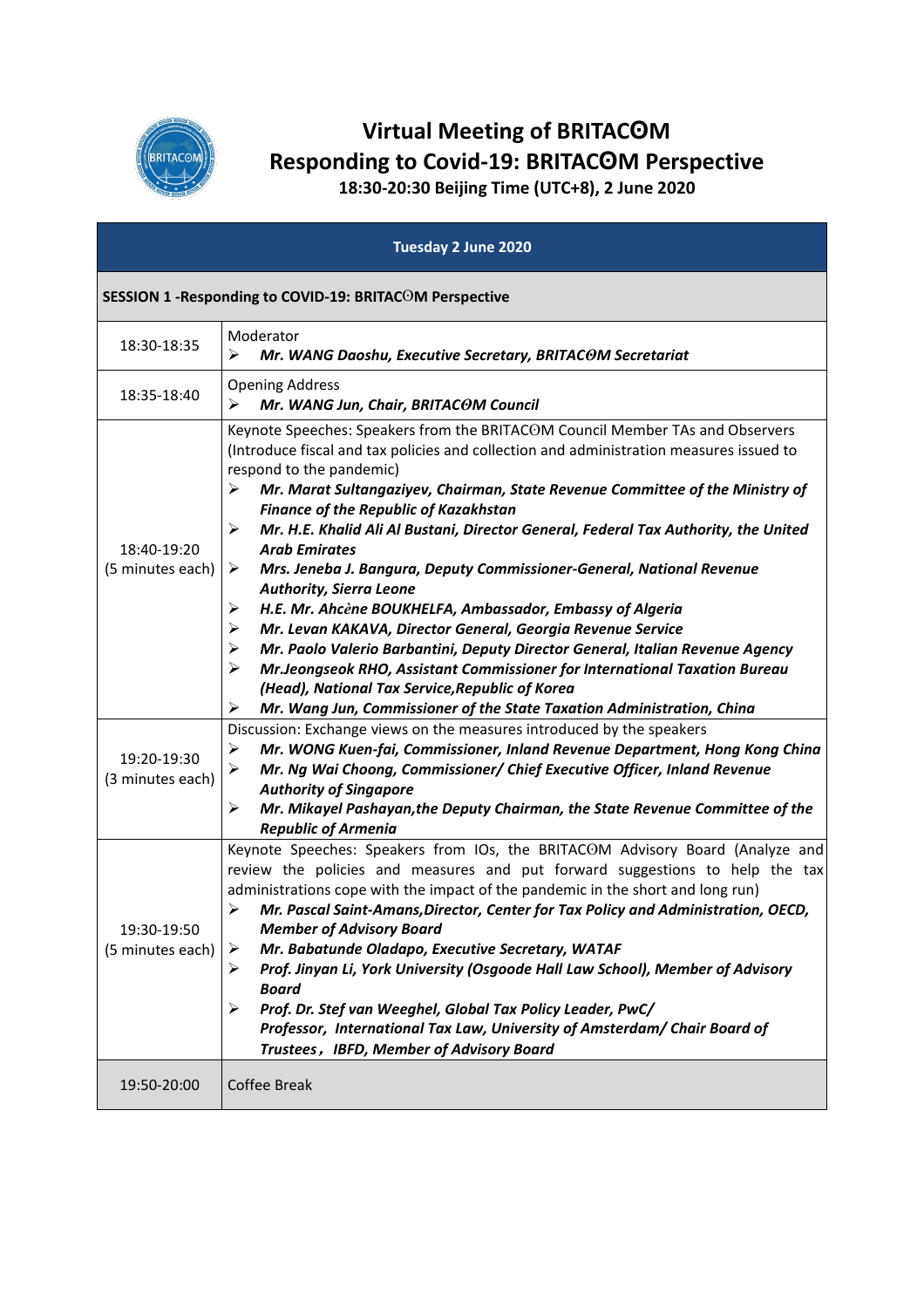# Virtual Meeting of BRITACOM

## Responding to Covid-19: BRITACOM Perspective

**18:30-20:30 Beijing Time (UTC+8), 2 June 2020**

| Tuesday 2 June 2020 | |
|---|---|
| **SESSION 1 -Responding to COVID-19: BRITACOM Perspective** | |
| 18:30-18:35 | Moderator<br>➢ ***Mr. WANG Daoshu, Executive Secretary, BRITACOM Secretariat*** |
| 18:35-18:40 | Opening Address<br>➢ ***Mr. WANG Jun, Chair, BRITACOM Council*** |
| 18:40-19:20<br>(5 minutes each) | Keynote Speeches: Speakers from the BRITACOM Council Member TAs and Observers (Introduce fiscal and tax policies and collection and administration measures issued to respond to the pandemic)<br>➢ ***Mr. Marat Sultangaziyev, Chairman, State Revenue Committee of the Ministry of Finance of the Republic of Kazakhstan***<br>➢ ***Mr. H.E. Khalid Ali Al Bustani, Director General, Federal Tax Authority, the United Arab Emirates***<br>➢ ***Mrs. Jeneba J. Bangura, Deputy Commissioner-General, National Revenue Authority, Sierra Leone***<br>➢ ***H.E. Mr. Ahcène BOUKHELFA, Ambassador, Embassy of Algeria***<br>➢ ***Mr. Levan KAKAVA, Director General, Georgia Revenue Service***<br>➢ ***Mr. Paolo Valerio Barbantini, Deputy Director General, Italian Revenue Agency***<br>➢ ***Mr.Jeongseok RHO, Assistant Commissioner for International Taxation Bureau (Head), National Tax Service,Republic of Korea***<br>➢ ***Mr. Wang Jun, Commissioner of the State Taxation Administration, China*** |
| 19:20-19:30<br>(3 minutes each) | Discussion: Exchange views on the measures introduced by the speakers<br>➢ ***Mr. WONG Kuen-fai, Commissioner, Inland Revenue Department, Hong Kong China***<br>➢ ***Mr. Ng Wai Choong, Commissioner/ Chief Executive Officer, Inland Revenue Authority of Singapore***<br>➢ ***Mr. Mikayel Pashayan,the Deputy Chairman, the State Revenue Committee of the Republic of Armenia*** |
| 19:30-19:50<br>(5 minutes each) | Keynote Speeches: Speakers from IOs, the BRITACOM Advisory Board (Analyze and review the policies and measures and put forward suggestions to help the tax administrations cope with the impact of the pandemic in the short and long run)<br>➢ ***Mr. Pascal Saint-Amans,Director, Center for Tax Policy and Administration, OECD, Member of Advisory Board***<br>➢ ***Mr. Babatunde Oladapo, Executive Secretary, WATAF***<br>➢ ***Prof. Jinyan Li, York University (Osgoode Hall Law School), Member of Advisory Board***<br>➢ ***Prof. Dr. Stef van Weeghel, Global Tax Policy Leader, PwC/ Professor, International Tax Law, University of Amsterdam/ Chair Board of Trustees， IBFD, Member of Advisory Board*** |
| 19:50-20:00 | Coffee Break |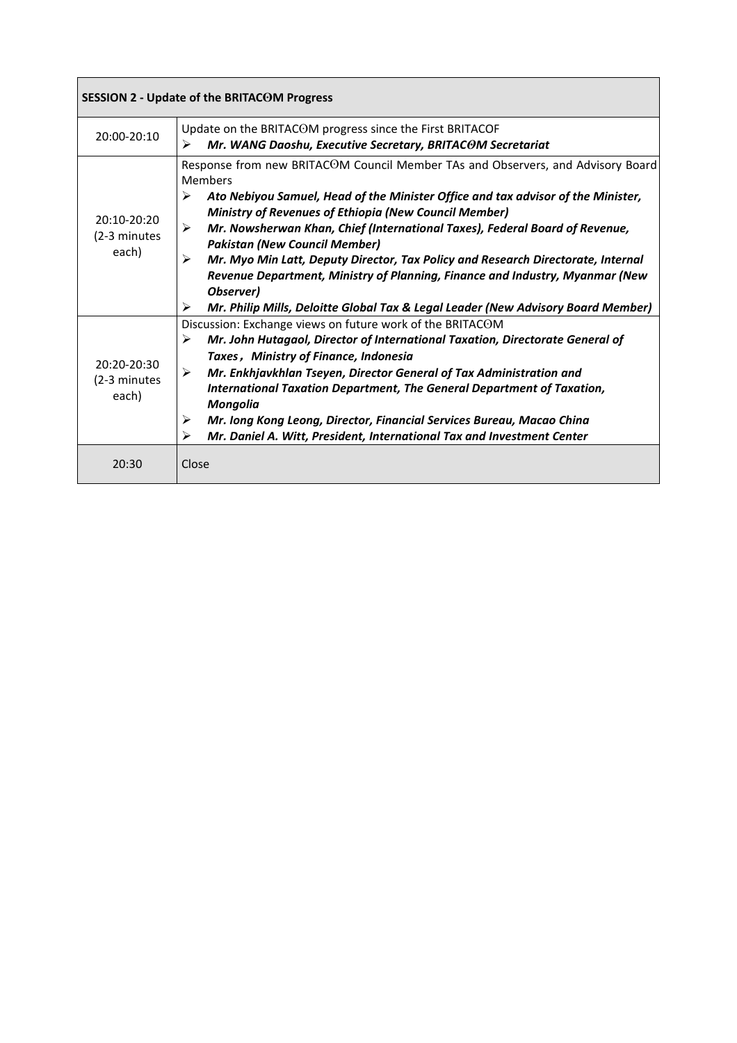| SESSION 2 - Update of the BRITACOM Progress | |
|---|---|
| 20:00-20:10 | Update on the BRITACOM progress since the First BRITACOF<br>➢ ***Mr. WANG Daoshu, Executive Secretary, BRITACOM Secretariat*** |
| 20:10-20:20 (2-3 minutes each) | Response from new BRITACOM Council Member TAs and Observers, and Advisory Board Members<br>➢ ***Ato Nebiyou Samuel, Head of the Minister Office and tax advisor of the Minister, Ministry of Revenues of Ethiopia (New Council Member)***<br>➢ ***Mr. Nowsherwan Khan, Chief (International Taxes), Federal Board of Revenue, Pakistan (New Council Member)***<br>➢ ***Mr. Myo Min Latt, Deputy Director, Tax Policy and Research Directorate, Internal Revenue Department, Ministry of Planning, Finance and Industry, Myanmar (New Observer)***<br>➢ ***Mr. Philip Mills, Deloitte Global Tax & Legal Leader (New Advisory Board Member)*** |
| 20:20-20:30 (2-3 minutes each) | Discussion: Exchange views on future work of the BRITACOM<br>➢ ***Mr. John Hutagaol, Director of International Taxation, Directorate General of Taxes, Ministry of Finance, Indonesia***<br>➢ ***Mr. Enkhjavkhlan Tseyen, Director General of Tax Administration and International Taxation Department, The General Department of Taxation, Mongolia***<br>➢ ***Mr. Iong Kong Leong, Director, Financial Services Bureau, Macao China***<br>➢ ***Mr. Daniel A. Witt, President, International Tax and Investment Center*** |
| 20:30 | Close |